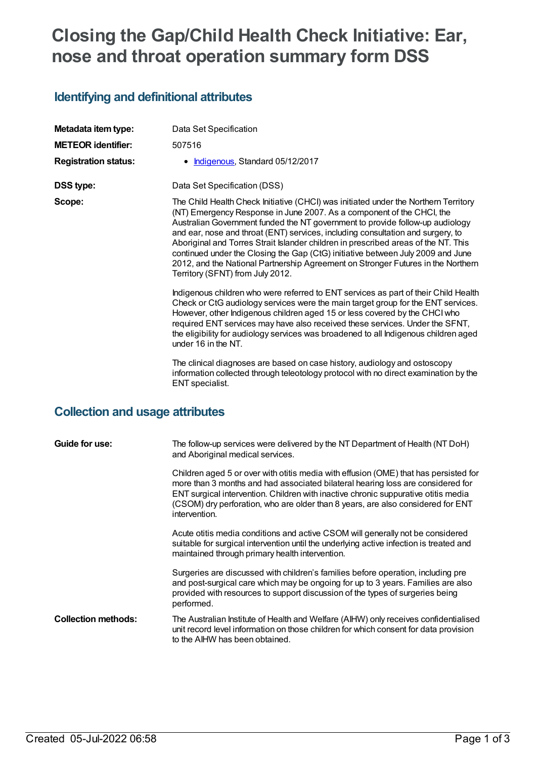# Closing the Gap/Child Health Check Initiative: Ear, nose and throat operation summary form DSS

## Identifying and definitional attributes

| | |
|---|---|
| **Metadata item type:** | Data Set Specification |
| **METEOR identifier:** | 507516 |
| **Registration status:** | • Indigenous, Standard 05/12/2017 |
| **DSS type:** | Data Set Specification (DSS) |
| **Scope:** | The Child Health Check Initiative (CHCI) was initiated under the Northern Territory (NT) Emergency Response in June 2007. As a component of the CHCI, the Australian Government funded the NT government to provide follow-up audiology and ear, nose and throat (ENT) services, including consultation and surgery, to Aboriginal and Torres Strait Islander children in prescribed areas of the NT. This continued under the Closing the Gap (CtG) initiative between July 2009 and June 2012, and the National Partnership Agreement on Stronger Futures in the Northern Territory (SFNT) from July 2012.<br><br>Indigenous children who were referred to ENT services as part of their Child Health Check or CtG audiology services were the main target group for the ENT services. However, other Indigenous children aged 15 or less covered by the CHCI who required ENT services may have also received these services. Under the SFNT, the eligibility for audiology services was broadened to all Indigenous children aged under 16 in the NT.<br><br>The clinical diagnoses are based on case history, audiology and ostoscopy information collected through teleotology protocol with no direct examination by the ENT specialist. |

## Collection and usage attributes

| | |
|---|---|
| **Guide for use:** | The follow-up services were delivered by the NT Department of Health (NT DoH) and Aboriginal medical services.<br><br>Children aged 5 or over with otitis media with effusion (OME) that has persisted for more than 3 months and had associated bilateral hearing loss are considered for ENT surgical intervention. Children with inactive chronic suppurative otitis media (CSOM) dry perforation, who are older than 8 years, are also considered for ENT intervention.<br><br>Acute otitis media conditions and active CSOM will generally not be considered suitable for surgical intervention until the underlying active infection is treated and maintained through primary health intervention.<br><br>Surgeries are discussed with children's families before operation, including pre and post-surgical care which may be ongoing for up to 3 years. Families are also provided with resources to support discussion of the types of surgeries being performed. |
| **Collection methods:** | The Australian Institute of Health and Welfare (AIHW) only receives confidentialised unit record level information on those children for which consent for data provision to the AIHW has been obtained. |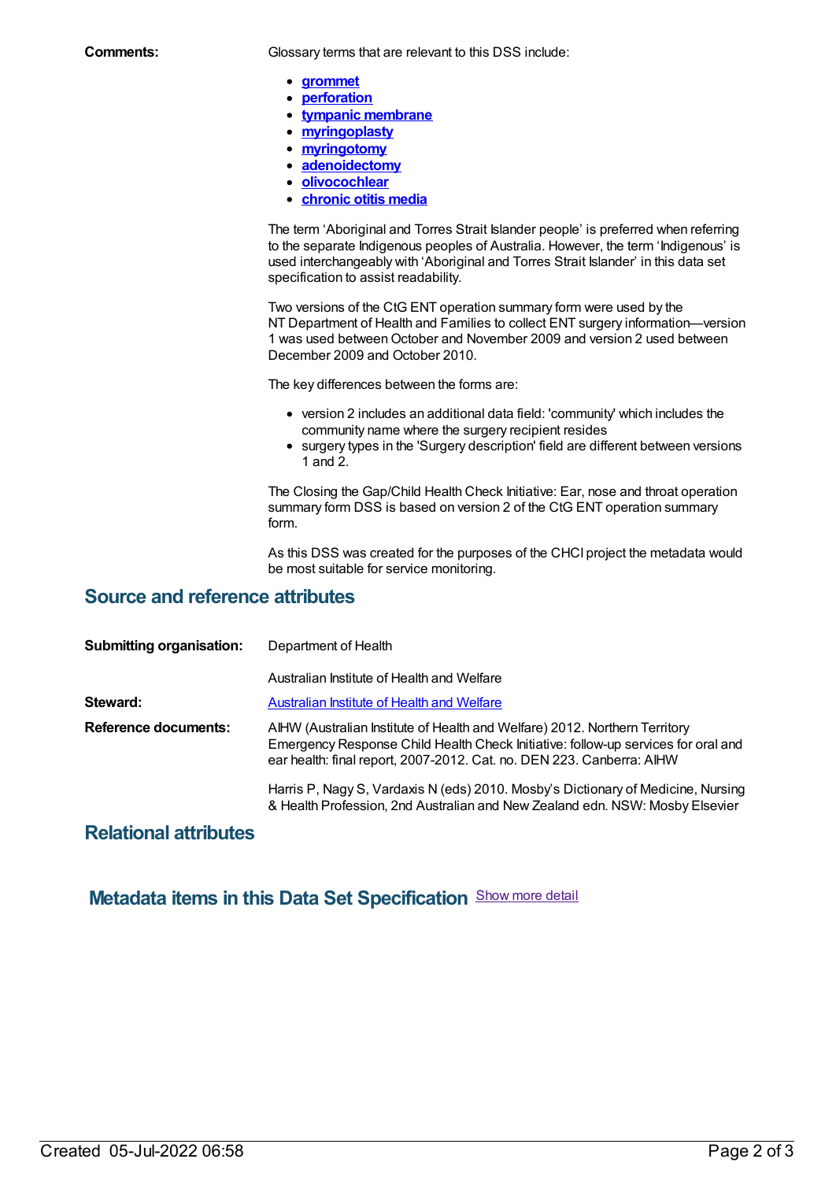**Comments:**

Glossary terms that are relevant to this DSS include:

- **grommet**
- **perforation**
- **tympanic membrane**
- **myringoplasty**
- **myringotomy**
- **adenoidectomy**
- **olivocochlear**
- **chronic otitis media**

The term 'Aboriginal and Torres Strait Islander people' is preferred when referring to the separate Indigenous peoples of Australia. However, the term 'Indigenous' is used interchangeably with 'Aboriginal and Torres Strait Islander' in this data set specification to assist readability.

Two versions of the CtG ENT operation summary form were used by the NT Department of Health and Families to collect ENT surgery information—version 1 was used between October and November 2009 and version 2 used between December 2009 and October 2010.

The key differences between the forms are:

- version 2 includes an additional data field: 'community' which includes the community name where the surgery recipient resides
- surgery types in the 'Surgery description' field are different between versions 1 and 2.

The Closing the Gap/Child Health Check Initiative: Ear, nose and throat operation summary form DSS is based on version 2 of the CtG ENT operation summary form.

As this DSS was created for the purposes of the CHCI project the metadata would be most suitable for service monitoring.

## Source and reference attributes

**Submitting organisation:** Department of Health

Australian Institute of Health and Welfare

**Steward:** Australian Institute of Health and Welfare

**Reference documents:** AIHW (Australian Institute of Health and Welfare) 2012. Northern Territory Emergency Response Child Health Check Initiative: follow-up services for oral and ear health: final report, 2007-2012. Cat. no. DEN 223. Canberra: AIHW

Harris P, Nagy S, Vardaxis N (eds) 2010. Mosby's Dictionary of Medicine, Nursing & Health Profession, 2nd Australian and New Zealand edn. NSW: Mosby Elsevier

## Relational attributes

## Metadata items in this Data Set Specification

Show more detail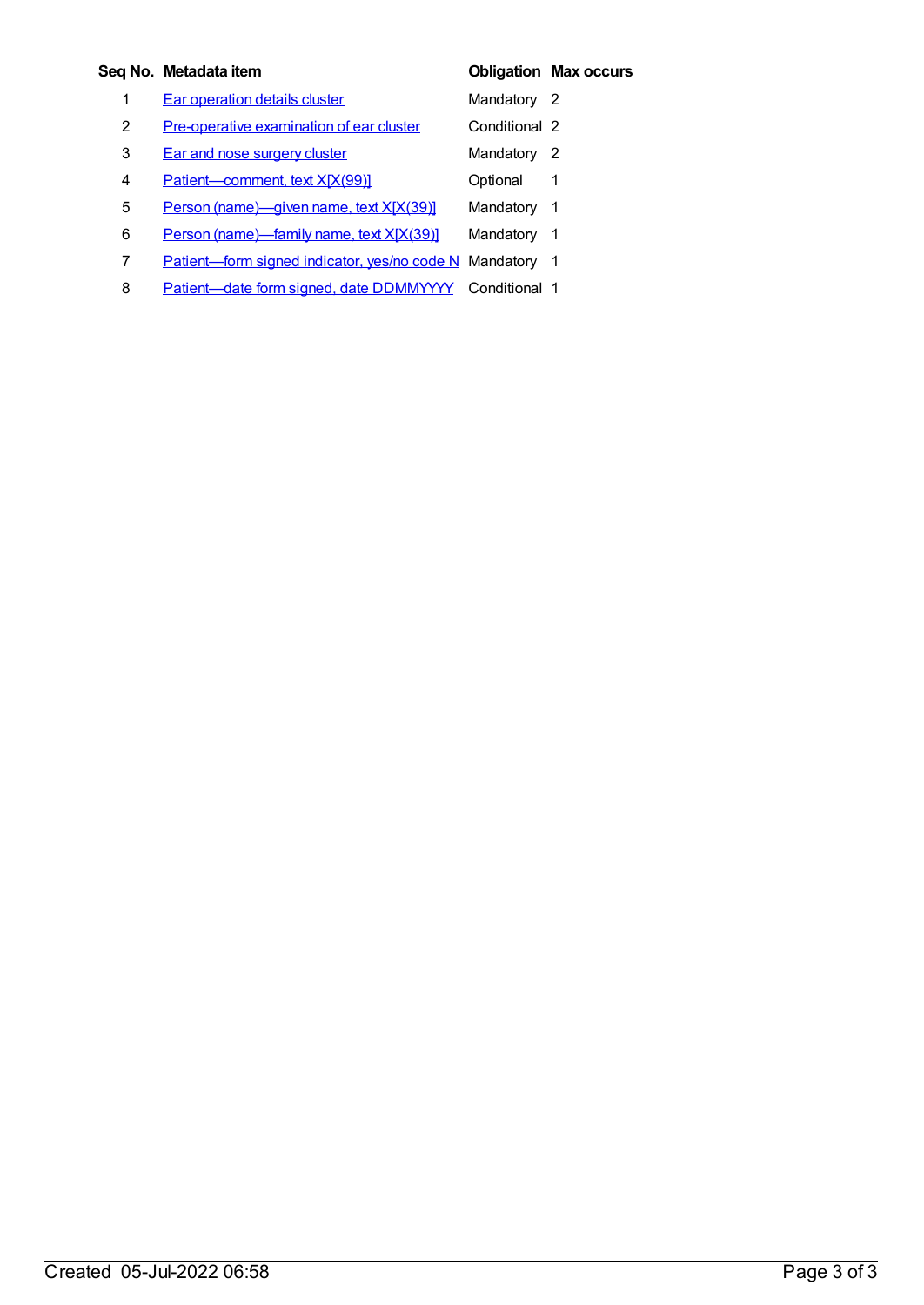| Seq No. | Metadata item | Obligation | Max occurs |
| --- | --- | --- | --- |
| 1 | Ear operation details cluster | Mandatory | 2 |
| 2 | Pre-operative examination of ear cluster | Conditional | 2 |
| 3 | Ear and nose surgery cluster | Mandatory | 2 |
| 4 | Patient—comment, text X[X(99)] | Optional | 1 |
| 5 | Person (name)—given name, text X[X(39)] | Mandatory | 1 |
| 6 | Person (name)—family name, text X[X(39)] | Mandatory | 1 |
| 7 | Patient—form signed indicator, yes/no code N | Mandatory | 1 |
| 8 | Patient—date form signed, date DDMMYYYY | Conditional | 1 |

Created 05-Jul-2022 06:58